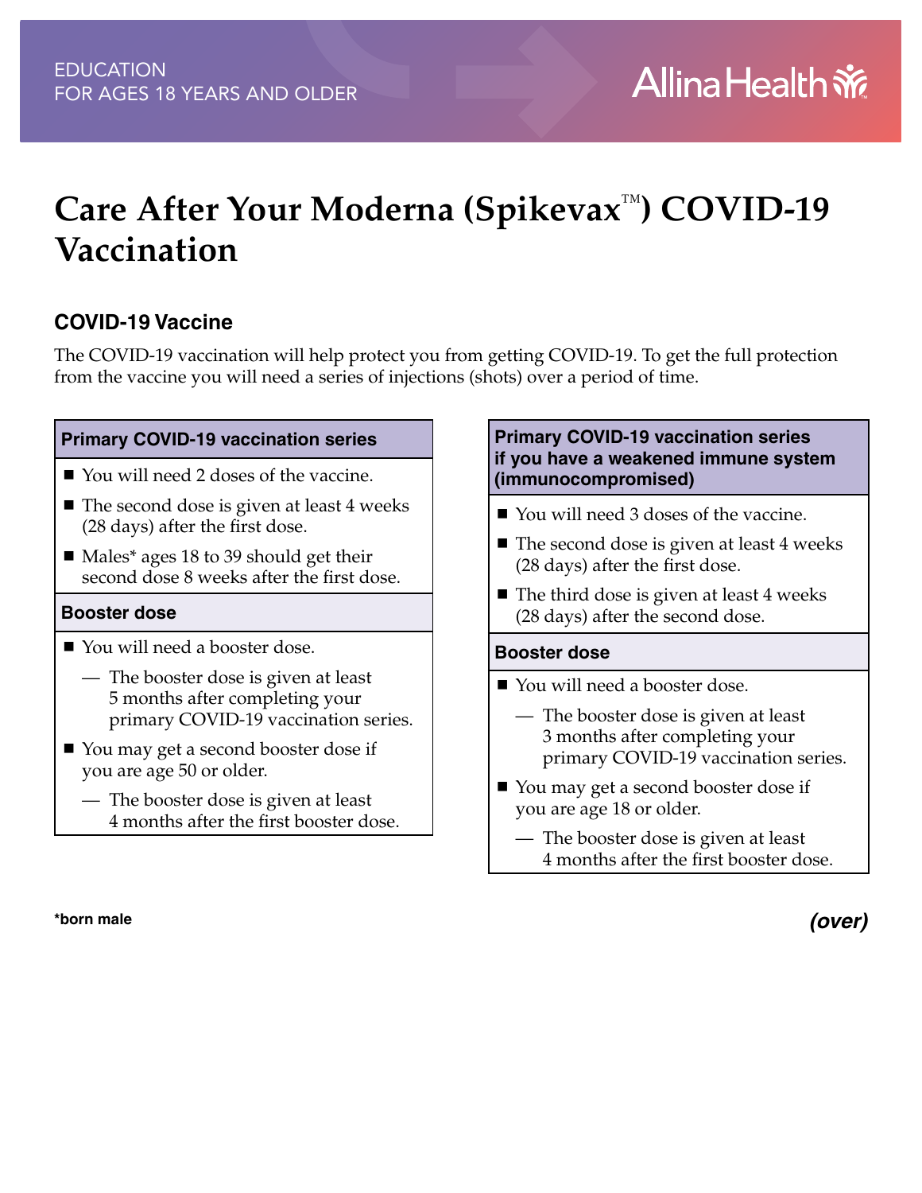EDUCATION
FOR AGES 18 YEARS AND OLDER

Allina Health

# Care After Your Moderna (Spikevax™) COVID-19 Vaccination

## COVID-19 Vaccine

The COVID-19 vaccination will help protect you from getting COVID-19. To get the full protection from the vaccine you will need a series of injections (shots) over a period of time.

### Primary COVID-19 vaccination series

- You will need 2 doses of the vaccine.
- The second dose is given at least 4 weeks (28 days) after the first dose.
- Males* ages 18 to 39 should get their second dose 8 weeks after the first dose.

### Booster dose

- You will need a booster dose.
  - The booster dose is given at least 5 months after completing your primary COVID-19 vaccination series.
- You may get a second booster dose if you are age 50 or older.
  - The booster dose is given at least 4 months after the first booster dose.

### Primary COVID-19 vaccination series if you have a weakened immune system (immunocompromised)

- You will need 3 doses of the vaccine.
- The second dose is given at least 4 weeks (28 days) after the first dose.
- The third dose is given at least 4 weeks (28 days) after the second dose.

### Booster dose

- You will need a booster dose.
  - The booster dose is given at least 3 months after completing your primary COVID-19 vaccination series.
- You may get a second booster dose if you are age 18 or older.
  - The booster dose is given at least 4 months after the first booster dose.

**\*born male**

***(over)***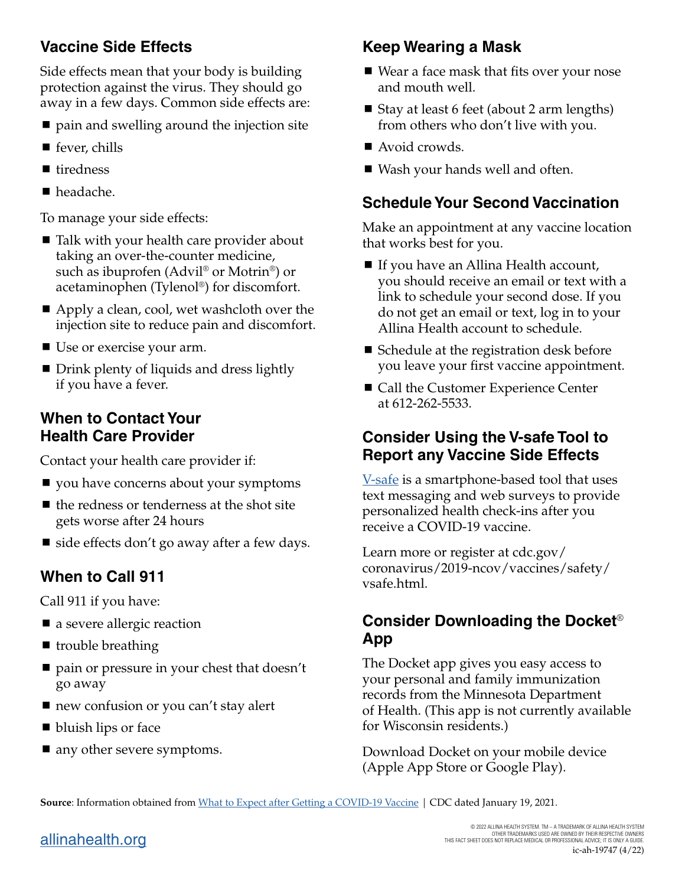## Vaccine Side Effects

Side effects mean that your body is building protection against the virus. They should go away in a few days. Common side effects are:

- pain and swelling around the injection site
- fever, chills
- tiredness
- headache.

To manage your side effects:

- Talk with your health care provider about taking an over-the-counter medicine, such as ibuprofen (Advil® or Motrin®) or acetaminophen (Tylenol®) for discomfort.
- Apply a clean, cool, wet washcloth over the injection site to reduce pain and discomfort.
- Use or exercise your arm.
- Drink plenty of liquids and dress lightly if you have a fever.

## When to Contact Your Health Care Provider

Contact your health care provider if:

- you have concerns about your symptoms
- the redness or tenderness at the shot site gets worse after 24 hours
- side effects don't go away after a few days.

## When to Call 911

Call 911 if you have:

- a severe allergic reaction
- trouble breathing
- pain or pressure in your chest that doesn't go away
- new confusion or you can't stay alert
- bluish lips or face
- any other severe symptoms.

## Keep Wearing a Mask

- Wear a face mask that fits over your nose and mouth well.
- Stay at least 6 feet (about 2 arm lengths) from others who don't live with you.
- Avoid crowds.
- Wash your hands well and often.

## Schedule Your Second Vaccination

Make an appointment at any vaccine location that works best for you.

- If you have an Allina Health account, you should receive an email or text with a link to schedule your second dose. If you do not get an email or text, log in to your Allina Health account to schedule.
- Schedule at the registration desk before you leave your first vaccine appointment.
- Call the Customer Experience Center at 612-262-5533.

## Consider Using the V-safe Tool to Report any Vaccine Side Effects

V-safe is a smartphone-based tool that uses text messaging and web surveys to provide personalized health check-ins after you receive a COVID-19 vaccine.

Learn more or register at cdc.gov/coronavirus/2019-ncov/vaccines/safety/vsafe.html.

## Consider Downloading the Docket® App

The Docket app gives you easy access to your personal and family immunization records from the Minnesota Department of Health. (This app is not currently available for Wisconsin residents.)

Download Docket on your mobile device (Apple App Store or Google Play).

**Source**: Information obtained from What to Expect after Getting a COVID-19 Vaccine | CDC dated January 19, 2021.

allinahealth.org

© 2022 ALLINA HEALTH SYSTEM. TM – A TRADEMARK OF ALLINA HEALTH SYSTEM
OTHER TRADEMARKS USED ARE OWNED BY THEIR RESPECTIVE OWNERS
THIS FACT SHEET DOES NOT REPLACE MEDICAL OR PROFESSIONAL ADVICE; IT IS ONLY A GUIDE.
ic-ah-19747 (4/22)